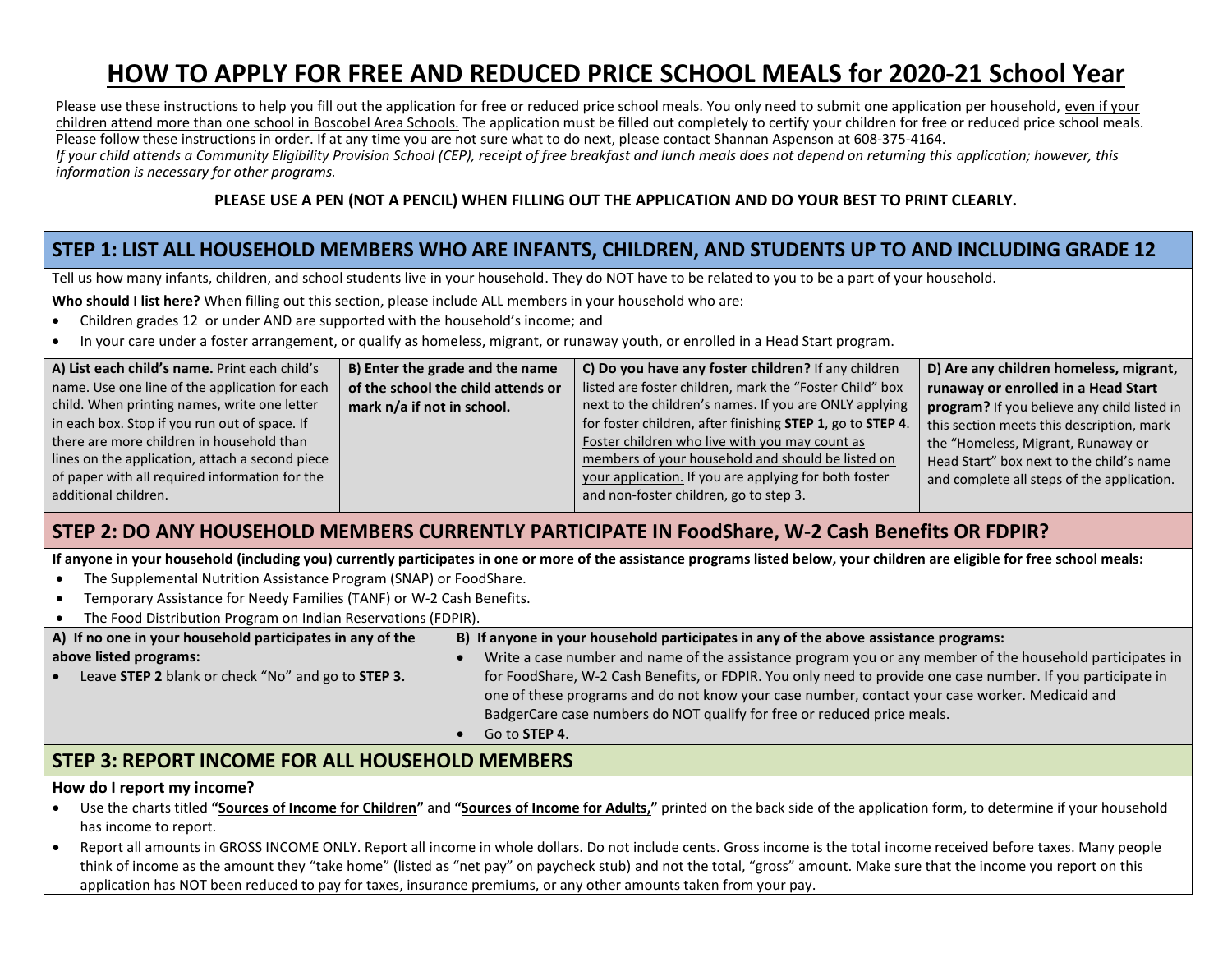# HOW TO APPLY FOR FREE AND REDUCED PRICE SCHOOL MEALS for 2020-21 School Year

Please use these instructions to help you fill out the application for free or reduced price school meals. You only need to submit one application per household, even if your children attend more than one school in Boscobel Area Schools. The application must be filled out completely to certify your children for free or reduced price school meals. Please follow these instructions in order. If at any time you are not sure what to do next, please contact Shannan Aspenson at 608-375-4164.
*If your child attends a Community Eligibility Provision School (CEP), receipt of free breakfast and lunch meals does not depend on returning this application; however, this information is necessary for other programs.*

**PLEASE USE A PEN (NOT A PENCIL) WHEN FILLING OUT THE APPLICATION AND DO YOUR BEST TO PRINT CLEARLY.**

## STEP 1: LIST ALL HOUSEHOLD MEMBERS WHO ARE INFANTS, CHILDREN, AND STUDENTS UP TO AND INCLUDING GRADE 12

Tell us how many infants, children, and school students live in your household. They do NOT have to be related to you to be a part of your household.

**Who should I list here?** When filling out this section, please include ALL members in your household who are:

- Children grades 12 or under AND are supported with the household's income; and
- In your care under a foster arrangement, or qualify as homeless, migrant, or runaway youth, or enrolled in a Head Start program.

| A) List each child's name. | B) Enter the grade and the name of the school the child attends or mark n/a if not in school. | C) Do you have any foster children? | D) Are any children homeless, migrant, runaway or enrolled in a Head Start program? |
|---|---|---|---|
| Print each child's name. Use one line of the application for each child. When printing names, write one letter in each box. Stop if you run out of space. If there are more children in household than lines on the application, attach a second piece of paper with all required information for the additional children. | | If any children listed are foster children, mark the "Foster Child" box next to the children's names. If you are ONLY applying for foster children, after finishing **STEP 1**, go to **STEP 4**. Foster children who live with you may count as members of your household and should be listed on your application. If you are applying for both foster and non-foster children, go to step 3. | If you believe any child listed in this section meets this description, mark the "Homeless, Migrant, Runaway or Head Start" box next to the child's name and complete all steps of the application. |

## STEP 2: DO ANY HOUSEHOLD MEMBERS CURRENTLY PARTICIPATE IN FoodShare, W-2 Cash Benefits OR FDPIR?

**If anyone in your household (including you) currently participates in one or more of the assistance programs listed below, your children are eligible for free school meals:**

- The Supplemental Nutrition Assistance Program (SNAP) or FoodShare.
- Temporary Assistance for Needy Families (TANF) or W-2 Cash Benefits.
- The Food Distribution Program on Indian Reservations (FDPIR).

| A) If no one in your household participates in any of the above listed programs: | B) If anyone in your household participates in any of the above assistance programs: |
|---|---|
| • Leave **STEP 2** blank or check "No" and go to **STEP 3.** | • Write a case number and name of the assistance program you or any member of the household participates in for FoodShare, W-2 Cash Benefits, or FDPIR. You only need to provide one case number. If you participate in one of these programs and do not know your case number, contact your case worker. Medicaid and BadgerCare case numbers do NOT qualify for free or reduced price meals. <br> • Go to **STEP 4**. |

## STEP 3: REPORT INCOME FOR ALL HOUSEHOLD MEMBERS

**How do I report my income?**

- Use the charts titled **"Sources of Income for Children"** and **"Sources of Income for Adults,"** printed on the back side of the application form, to determine if your household has income to report.
- Report all amounts in GROSS INCOME ONLY. Report all income in whole dollars. Do not include cents. Gross income is the total income received before taxes. Many people think of income as the amount they "take home" (listed as "net pay" on paycheck stub) and not the total, "gross" amount. Make sure that the income you report on this application has NOT been reduced to pay for taxes, insurance premiums, or any other amounts taken from your pay.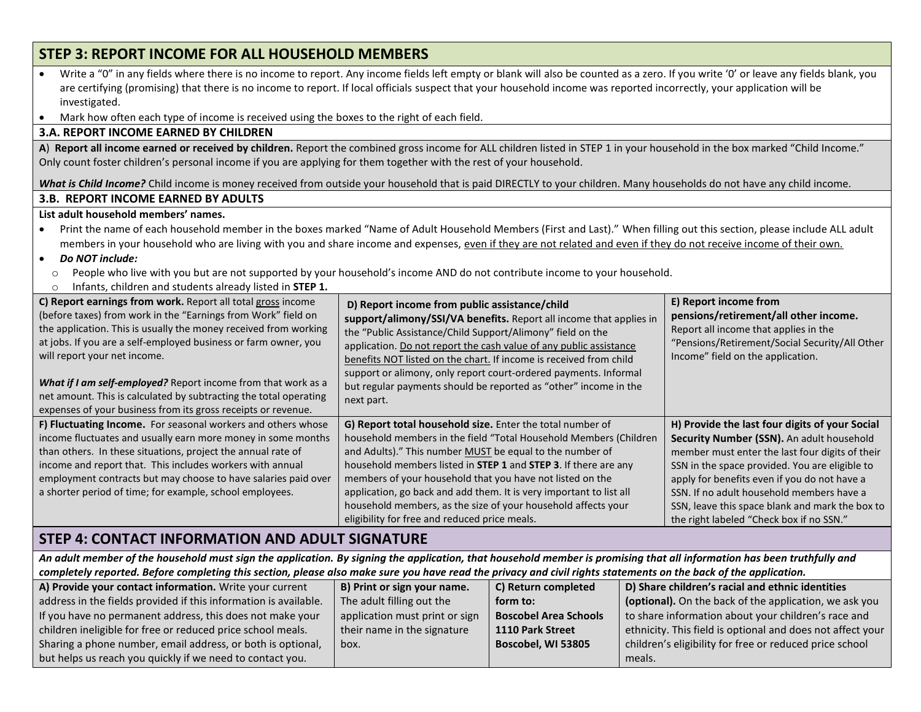## STEP 3: REPORT INCOME FOR ALL HOUSEHOLD MEMBERS

- Write a "0" in any fields where there is no income to report. Any income fields left empty or blank will also be counted as a zero. If you write '0' or leave any fields blank, you are certifying (promising) that there is no income to report. If local officials suspect that your household income was reported incorrectly, your application will be investigated.
- Mark how often each type of income is received using the boxes to the right of each field.

### 3.A. REPORT INCOME EARNED BY CHILDREN

**A**) **Report all income earned or received by children.** Report the combined gross income for ALL children listed in STEP 1 in your household in the box marked "Child Income." Only count foster children's personal income if you are applying for them together with the rest of your household.

***What is Child Income?*** Child income is money received from outside your household that is paid DIRECTLY to your children. Many households do not have any child income.

### 3.B. REPORT INCOME EARNED BY ADULTS

**List adult household members' names.**

- Print the name of each household member in the boxes marked "Name of Adult Household Members (First and Last)." When filling out this section, please include ALL adult members in your household who are living with you and share income and expenses, even if they are not related and even if they do not receive income of their own.
- ***Do NOT include:***
  - People who live with you but are not supported by your household's income AND do not contribute income to your household.
  - Infants, children and students already listed in **STEP 1.**

| | | |
|---|---|---|
| **C) Report earnings from work.** Report all total gross income (before taxes) from work in the "Earnings from Work" field on the application. This is usually the money received from working at jobs. If you are a self-employed business or farm owner, you will report your net income.<br><br>***What if I am self-employed?*** Report income from that work as a net amount. This is calculated by subtracting the total operating expenses of your business from its gross receipts or revenue. | **D) Report income from public assistance/child support/alimony/SSI/VA benefits.** Report all income that applies in the "Public Assistance/Child Support/Alimony" field on the application. Do not report the cash value of any public assistance benefits NOT listed on the chart. If income is received from child support or alimony, only report court-ordered payments. Informal but regular payments should be reported as "other" income in the next part. | **E) Report income from pensions/retirement/all other income.** Report all income that applies in the "Pensions/Retirement/Social Security/All Other Income" field on the application. |
| **F) Fluctuating Income.** For seasonal workers and others whose income fluctuates and usually earn more money in some months than others. In these situations, project the annual rate of income and report that. This includes workers with annual employment contracts but may choose to have salaries paid over a shorter period of time; for example, school employees. | **G) Report total household size.** Enter the total number of household members in the field "Total Household Members (Children and Adults)." This number MUST be equal to the number of household members listed in **STEP 1** and **STEP 3**. If there are any members of your household that you have not listed on the application, go back and add them. It is very important to list all household members, as the size of your household affects your eligibility for free and reduced price meals. | **H) Provide the last four digits of your Social Security Number (SSN).** An adult household member must enter the last four digits of their SSN in the space provided. You are eligible to apply for benefits even if you do not have a SSN. If no adult household members have a SSN, leave this space blank and mark the box to the right labeled "Check box if no SSN." |

## STEP 4: CONTACT INFORMATION AND ADULT SIGNATURE

***An adult member of the household must sign the application. By signing the application, that household member is promising that all information has been truthfully and completely reported. Before completing this section, please also make sure you have read the privacy and civil rights statements on the back of the application.***

| | | | |
|---|---|---|---|
| **A) Provide your contact information.** Write your current address in the fields provided if this information is available. If you have no permanent address, this does not make your children ineligible for free or reduced price school meals. Sharing a phone number, email address, or both is optional, but helps us reach you quickly if we need to contact you. | **B) Print or sign your name.** The adult filling out the application must print or sign their name in the signature box. | **C) Return completed form to:**<br>**Boscobel Area Schools**<br>**1110 Park Street**<br>**Boscobel, WI 53805** | **D) Share children's racial and ethnic identities (optional).** On the back of the application, we ask you to share information about your children's race and ethnicity. This field is optional and does not affect your children's eligibility for free or reduced price school meals. |